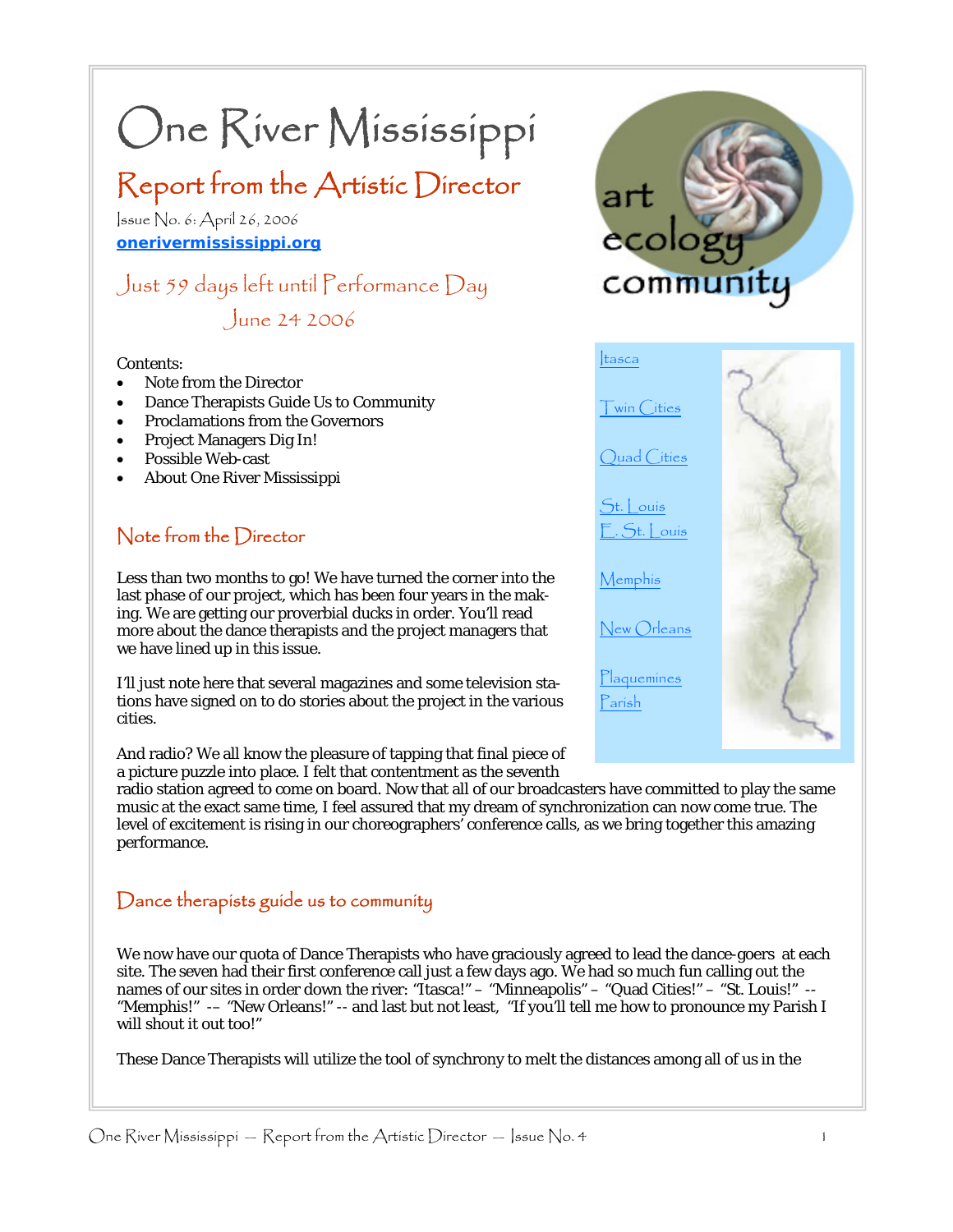# One River Mississippi

## Report from the Artistic Director

Issue No. 6: April 26, 2006

**onerivermississippi.org**

### Just 59 days left until Performance Day

### June 24 2006

art
ecology
community

- Itasca
- Twin Cities
- Quad Cities
- St. Louis
- E. St. Louis
- Memphis
- New Orleans
- Plaquemines Parish

Contents:

- Note from the Director
- Dance Therapists Guide Us to Community
- Proclamations from the Governors
- Project Managers Dig In!
- Possible Web-cast
- About One River Mississippi

### Note from the Director

Less than two months to go! We have turned the corner into the last phase of our project, which has been four years in the making. We are getting our proverbial ducks in order. You'll read more about the dance therapists and the project managers that we have lined up in this issue.

I'll just note here that several magazines and some television stations have signed on to do stories about the project in the various cities.

And radio? We all know the pleasure of tapping that final piece of a picture puzzle into place. I felt that contentment as the seventh radio station agreed to come on board. Now that all of our broadcasters have committed to play the same music at the exact same time, I feel assured that my dream of synchronization can now come true. The level of excitement is rising in our choreographers' conference calls, as we bring together this amazing performance.

### Dance therapists guide us to community

We now have our quota of Dance Therapists who have graciously agreed to lead the dance-goers at each site. The seven had their first conference call just a few days ago. We had so much fun calling out the names of our sites in order down the river: "Itasca!" – "Minneapolis" – "Quad Cities!" – "St. Louis!" -- "Memphis!" -- "New Orleans!" -- and last but not least, "If you'll tell me how to pronounce my Parish I will shout it out too!"

These Dance Therapists will utilize the tool of synchrony to melt the distances among all of us in the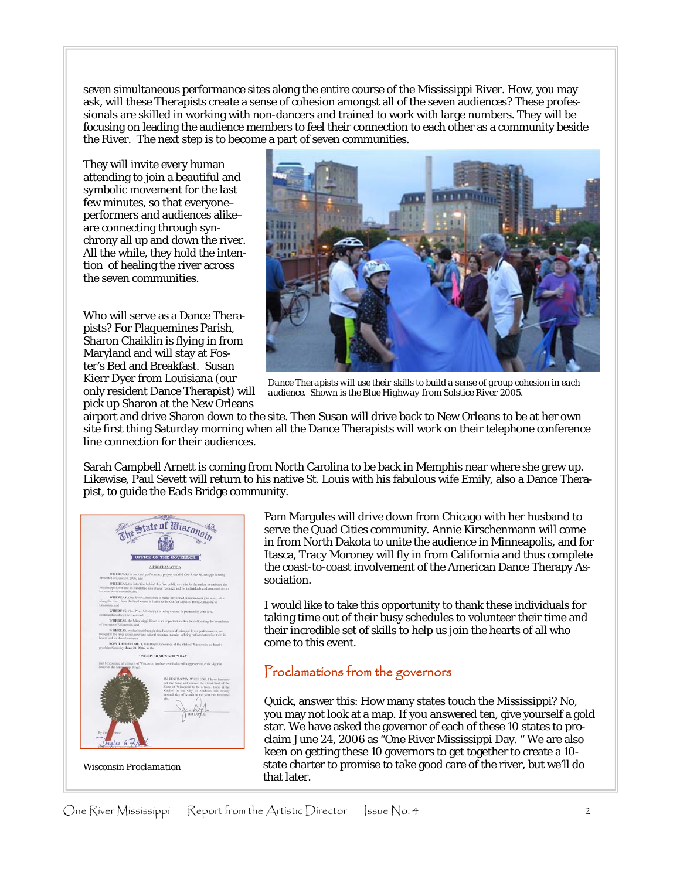seven simultaneous performance sites along the entire course of the Mississippi River. How, you may ask, will these Therapists create a sense of cohesion amongst all of the seven audiences? These professionals are skilled in working with non-dancers and trained to work with large numbers. They will be focusing on leading the audience members to feel their connection to each other as a community beside the River. The next step is to become a part of seven communities.

They will invite every human attending to join a beautiful and symbolic movement for the last few minutes, so that everyone–performers and audiences alike–are connecting through synchrony all up and down the river. All the while, they hold the intention of healing the river across the seven communities.

*Dance Therapists will use their skills to build a sense of group cohesion in each audience. Shown is the Blue Highway from Solstice River 2005.*

Who will serve as a Dance Therapists? For Plaquemines Parish, Sharon Chaiklin is flying in from Maryland and will stay at Foster's Bed and Breakfast. Susan Kierr Dyer from Louisiana (our only resident Dance Therapist) will pick up Sharon at the New Orleans airport and drive Sharon down to the site. Then Susan will drive back to New Orleans to be at her own site first thing Saturday morning when all the Dance Therapists will work on their telephone conference line connection for their audiences.

Sarah Campbell Arnett is coming from North Carolina to be back in Memphis near where she grew up. Likewise, Paul Sevett will return to his native St. Louis with his fabulous wife Emily, also a Dance Therapist, to guide the Eads Bridge community.

Pam Margules will drive down from Chicago with her husband to serve the Quad Cities community. Annie Kirschenmann will come in from North Dakota to unite the audience in Minneapolis, and for Itasca, Tracy Moroney will fly in from California and thus complete the coast-to-coast involvement of the American Dance Therapy Association.

I would like to take this opportunity to thank these individuals for taking time out of their busy schedules to volunteer their time and their incredible set of skills to help us join the hearts of all who come to this event.

## Proclamations from the governors

Quick, answer this: How many states touch the Mississippi? No, you may not look at a map. If you answered ten, give yourself a gold star. We have asked the governor of each of these 10 states to proclaim June 24, 2006 as "One River Mississippi Day. " We are also keen on getting these 10 governors to get together to create a 10-state charter to promise to take good care of the river, but we'll do that later.

*Wisconsin Proclamation*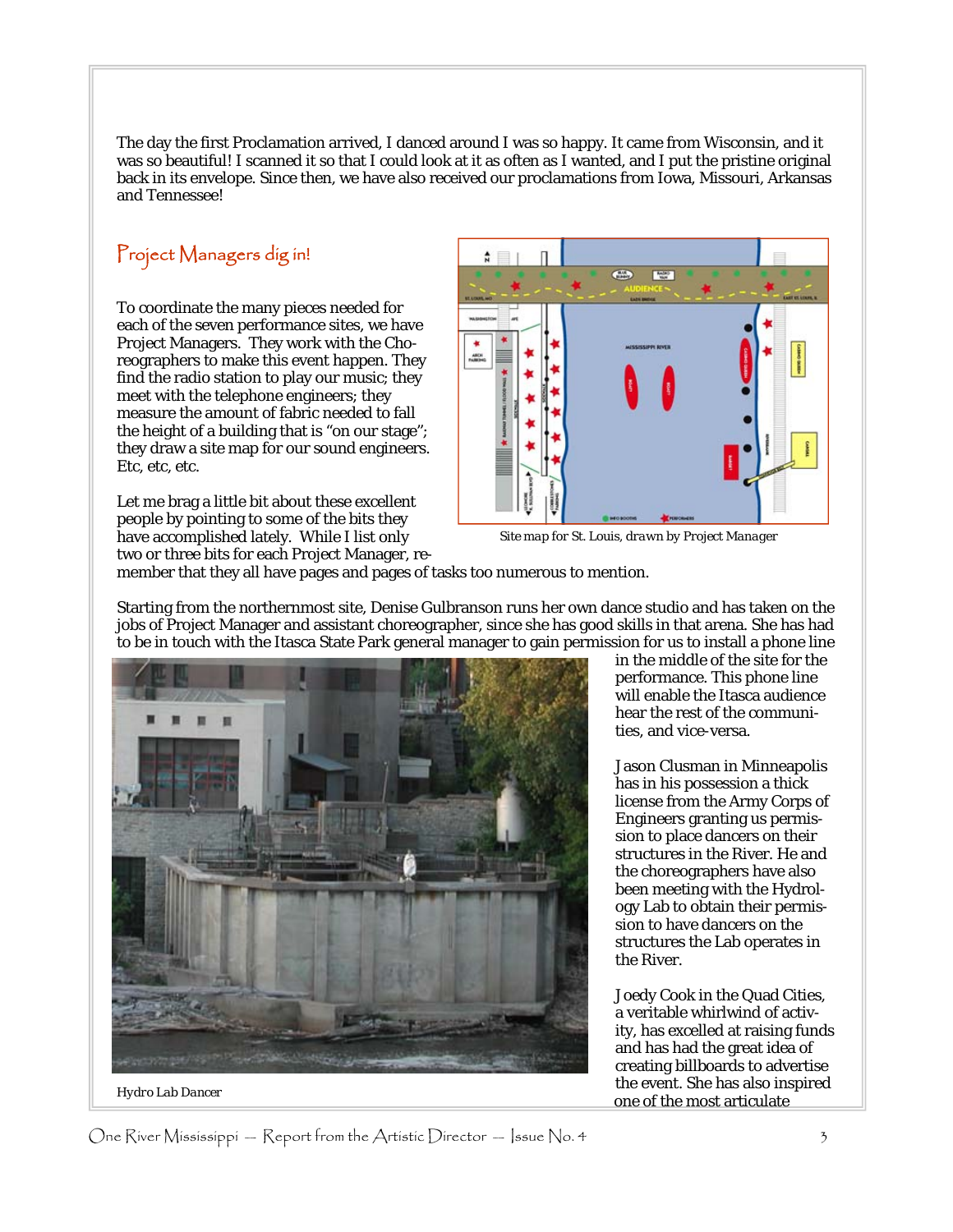The day the first Proclamation arrived, I danced around I was so happy. It came from Wisconsin, and it was so beautiful! I scanned it so that I could look at it as often as I wanted, and I put the pristine original back in its envelope. Since then, we have also received our proclamations from Iowa, Missouri, Arkansas and Tennessee!

## Project Managers dig in!

To coordinate the many pieces needed for each of the seven performance sites, we have Project Managers. They work with the Choreographers to make this event happen. They find the radio station to play our music; they meet with the telephone engineers; they measure the amount of fabric needed to fall the height of a building that is "on our stage"; they draw a site map for our sound engineers. Etc, etc, etc.

*Site map for St. Louis, drawn by Project Manager*

Let me brag a little bit about these excellent people by pointing to some of the bits they have accomplished lately. While I list only two or three bits for each Project Manager, remember that they all have pages and pages of tasks too numerous to mention.

Starting from the northernmost site, Denise Gulbranson runs her own dance studio and has taken on the jobs of Project Manager and assistant choreographer, since she has good skills in that arena. She has had to be in touch with the Itasca State Park general manager to gain permission for us to install a phone line in the middle of the site for the performance. This phone line will enable the Itasca audience hear the rest of the communities, and vice-versa.

*Hydro Lab Dancer*

Jason Clusman in Minneapolis has in his possession a thick license from the Army Corps of Engineers granting us permission to place dancers on their structures in the River. He and the choreographers have also been meeting with the Hydrology Lab to obtain their permission to have dancers on the structures the Lab operates in the River.

Joedy Cook in the Quad Cities, a veritable whirlwind of activity, has excelled at raising funds and has had the great idea of creating billboards to advertise the event. She has also inspired one of the most articulate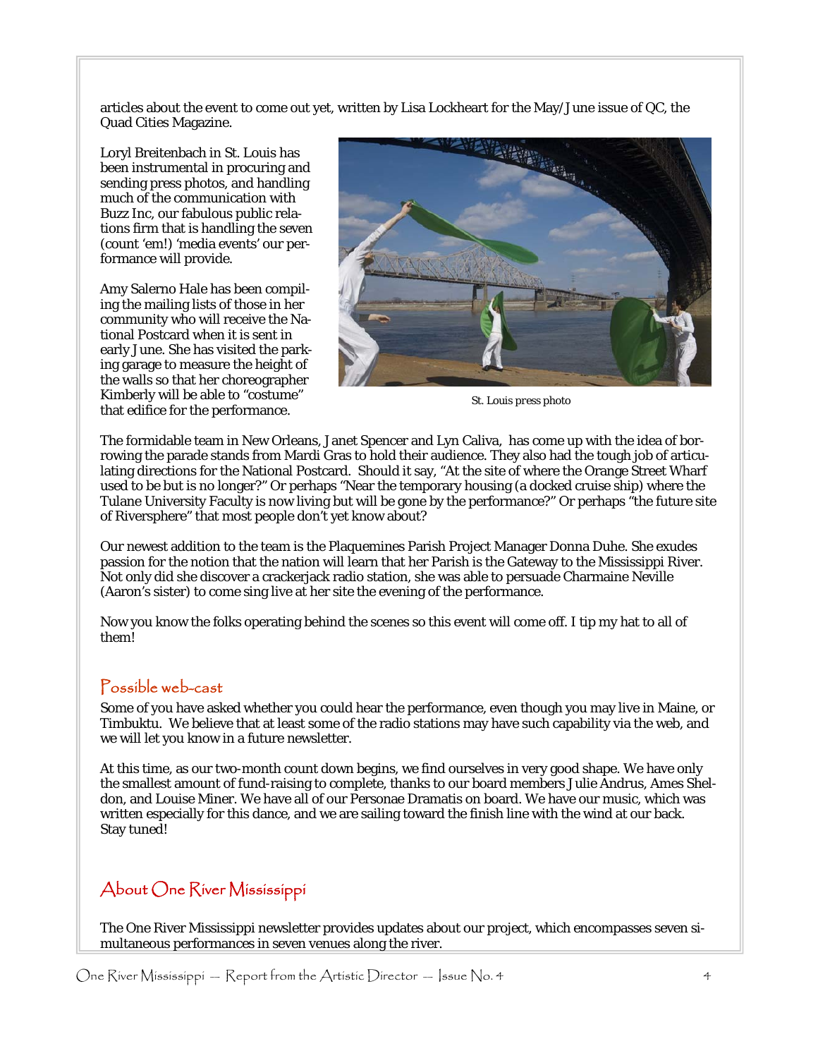articles about the event to come out yet, written by Lisa Lockheart for the May/June issue of QC, the Quad Cities Magazine.

Loryl Breitenbach in St. Louis has been instrumental in procuring and sending press photos, and handling much of the communication with Buzz Inc, our fabulous public relations firm that is handling the seven (count 'em!) 'media events' our performance will provide.

Amy Salerno Hale has been compiling the mailing lists of those in her community who will receive the National Postcard when it is sent in early June. She has visited the parking garage to measure the height of the walls so that her choreographer Kimberly will be able to "costume" that edifice for the performance.

St. Louis press photo

The formidable team in New Orleans, Janet Spencer and Lyn Caliva, has come up with the idea of borrowing the parade stands from Mardi Gras to hold their audience. They also had the tough job of articulating directions for the National Postcard. Should it say, "At the site of where the Orange Street Wharf used to be but is no longer?" Or perhaps "Near the temporary housing (a docked cruise ship) where the Tulane University Faculty is now living but will be gone by the performance?" Or perhaps "the future site of Riversphere" that most people don't yet know about?

Our newest addition to the team is the Plaquemines Parish Project Manager Donna Duhe. She exudes passion for the notion that the nation will learn that her Parish is the Gateway to the Mississippi River. Not only did she discover a crackerjack radio station, she was able to persuade Charmaine Neville (Aaron's sister) to come sing live at her site the evening of the performance.

Now you know the folks operating behind the scenes so this event will come off. I tip my hat to all of them!

## Possible web-cast

Some of you have asked whether you could hear the performance, even though you may live in Maine, or Timbuktu. We believe that at least some of the radio stations may have such capability via the web, and we will let you know in a future newsletter.

At this time, as our two-month count down begins, we find ourselves in very good shape. We have only the smallest amount of fund-raising to complete, thanks to our board members Julie Andrus, Ames Sheldon, and Louise Miner. We have all of our Personae Dramatis on board. We have our music, which was written especially for this dance, and we are sailing toward the finish line with the wind at our back. Stay tuned!

## About One River Mississippi

The One River Mississippi newsletter provides updates about our project, which encompasses seven simultaneous performances in seven venues along the river.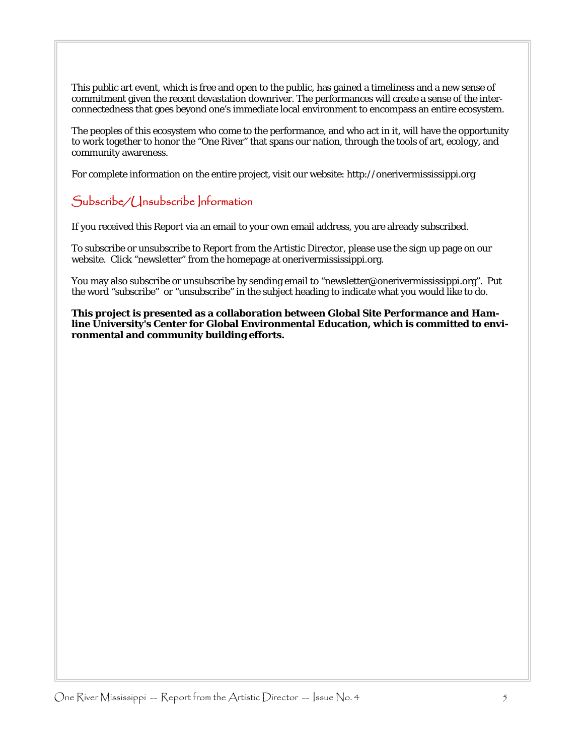This public art event, which is free and open to the public, has gained a timeliness and a new sense of commitment given the recent devastation downriver. The performances will create a sense of the inter-connectedness that goes beyond one's immediate local environment to encompass an entire ecosystem.

The peoples of this ecosystem who come to the performance, and who act in it, will have the opportunity to work together to honor the "One River" that spans our nation, through the tools of art, ecology, and community awareness.

For complete information on the entire project, visit our website: http://onerivermississippi.org

## Subscribe/Unsubscribe Information

If you received this Report via an email to your own email address, you are already subscribed.

To subscribe or unsubscribe to *Report from the Artistic Director*, please use the sign up page on our website. Click "newsletter" from the homepage at onerivermississippi.org.

You may also subscribe or unsubscribe by sending email to "newsletter@onerivermississippi.org". Put the word "subscribe" or "unsubscribe" in the subject heading to indicate what you would like to do.

**This project is presented as a collaboration between Global Site Performance and Hamline University's Center for Global Environmental Education, which is committed to environmental and community building efforts.**